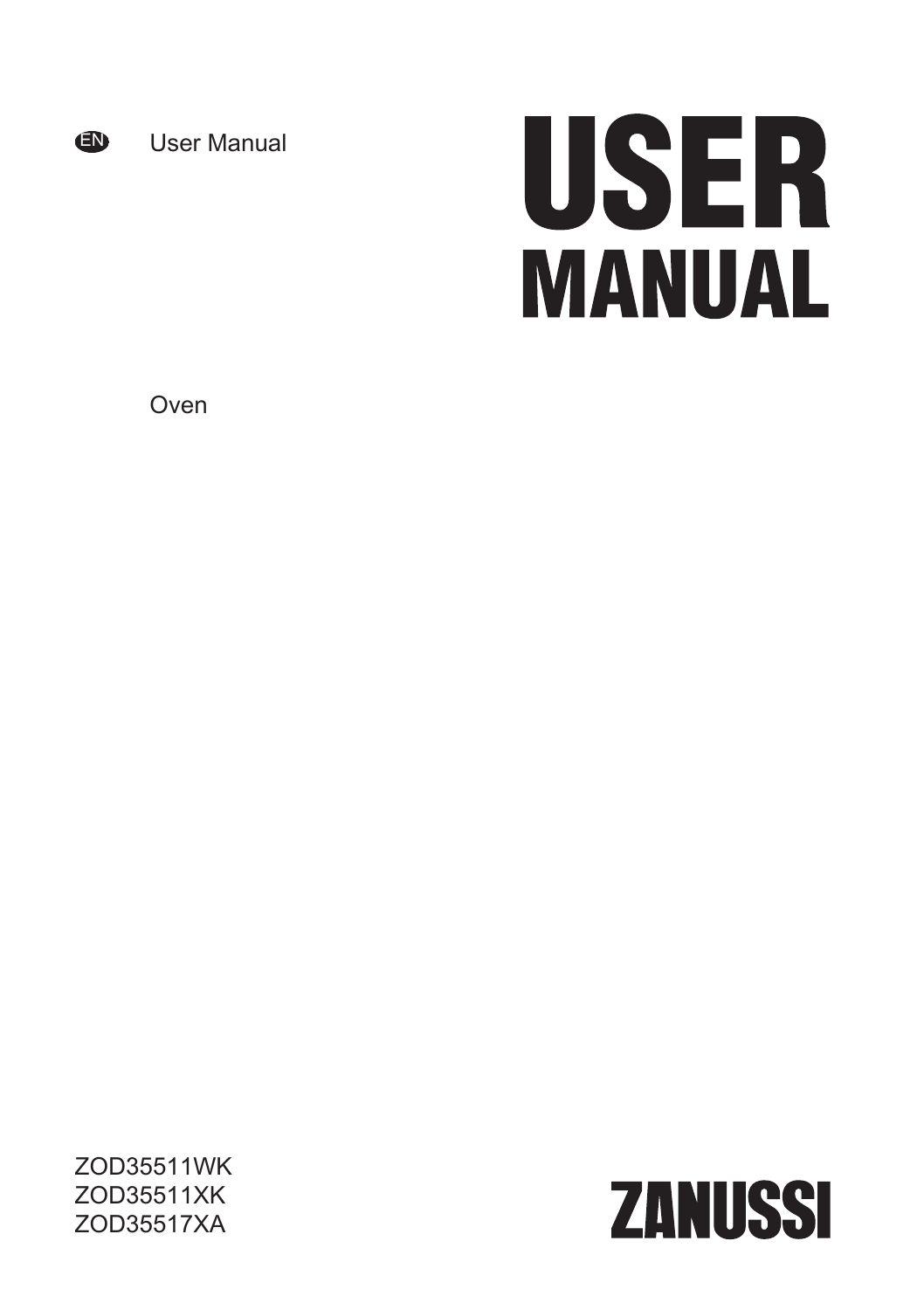EN User Manual

# USER MANUAL

Oven

ZOD35511WK
ZOD35511XK
ZOD35517XA

ZANUSSI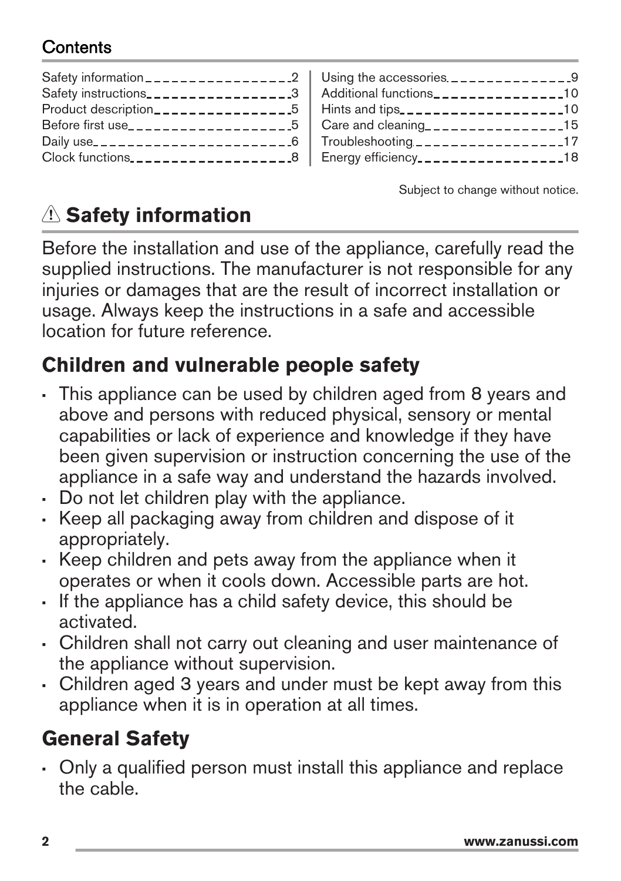## Contents

| | |
|---|---|
| Safety information 2 | Using the accessories 9 |
| Safety instructions 3 | Additional functions 10 |
| Product description 5 | Hints and tips 10 |
| Before first use 5 | Care and cleaning 15 |
| Daily use 6 | Troubleshooting 17 |
| Clock functions 8 | Energy efficiency 18 |

Subject to change without notice.

# ⚠ Safety information

Before the installation and use of the appliance, carefully read the supplied instructions. The manufacturer is not responsible for any injuries or damages that are the result of incorrect installation or usage. Always keep the instructions in a safe and accessible location for future reference.

## Children and vulnerable people safety

- This appliance can be used by children aged from 8 years and above and persons with reduced physical, sensory or mental capabilities or lack of experience and knowledge if they have been given supervision or instruction concerning the use of the appliance in a safe way and understand the hazards involved.
- Do not let children play with the appliance.
- Keep all packaging away from children and dispose of it appropriately.
- Keep children and pets away from the appliance when it operates or when it cools down. Accessible parts are hot.
- If the appliance has a child safety device, this should be activated.
- Children shall not carry out cleaning and user maintenance of the appliance without supervision.
- Children aged 3 years and under must be kept away from this appliance when it is in operation at all times.

## General Safety

- Only a qualified person must install this appliance and replace the cable.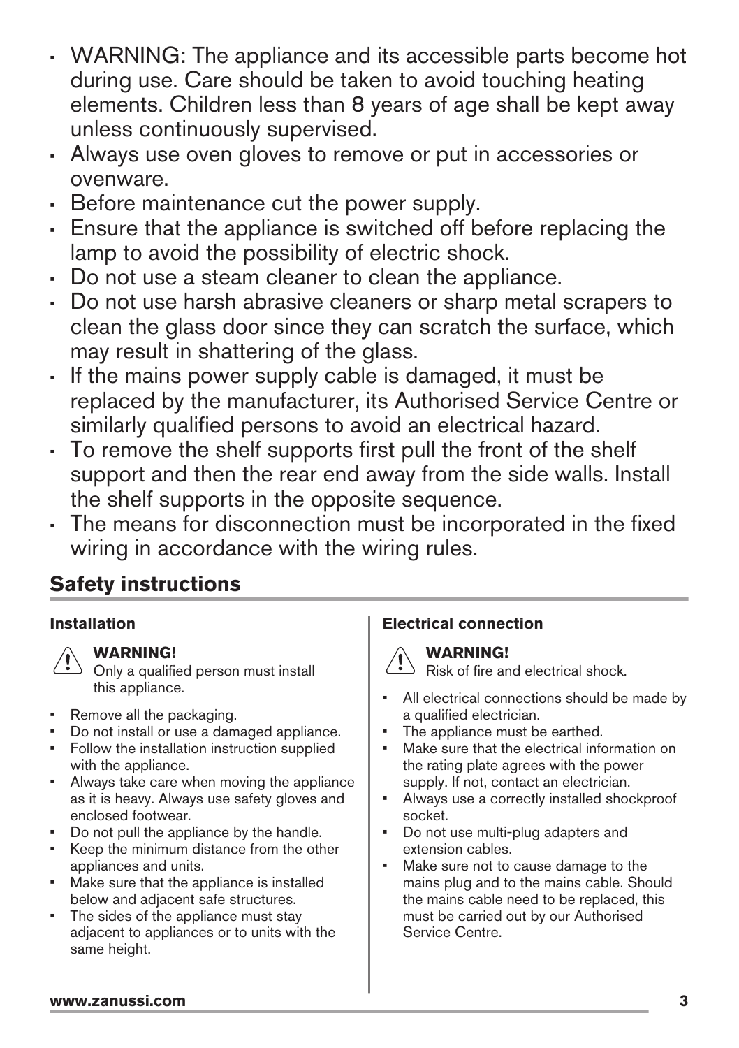- WARNING: The appliance and its accessible parts become hot during use. Care should be taken to avoid touching heating elements. Children less than 8 years of age shall be kept away unless continuously supervised.
- Always use oven gloves to remove or put in accessories or ovenware.
- Before maintenance cut the power supply.
- Ensure that the appliance is switched off before replacing the lamp to avoid the possibility of electric shock.
- Do not use a steam cleaner to clean the appliance.
- Do not use harsh abrasive cleaners or sharp metal scrapers to clean the glass door since they can scratch the surface, which may result in shattering of the glass.
- If the mains power supply cable is damaged, it must be replaced by the manufacturer, its Authorised Service Centre or similarly qualified persons to avoid an electrical hazard.
- To remove the shelf supports first pull the front of the shelf support and then the rear end away from the side walls. Install the shelf supports in the opposite sequence.
- The means for disconnection must be incorporated in the fixed wiring in accordance with the wiring rules.

## Safety instructions

### Installation

**WARNING!**
Only a qualified person must install this appliance.

- Remove all the packaging.
- Do not install or use a damaged appliance.
- Follow the installation instruction supplied with the appliance.
- Always take care when moving the appliance as it is heavy. Always use safety gloves and enclosed footwear.
- Do not pull the appliance by the handle.
- Keep the minimum distance from the other appliances and units.
- Make sure that the appliance is installed below and adjacent safe structures.
- The sides of the appliance must stay adjacent to appliances or to units with the same height.

### Electrical connection

**WARNING!**
Risk of fire and electrical shock.

- All electrical connections should be made by a qualified electrician.
- The appliance must be earthed.
- Make sure that the electrical information on the rating plate agrees with the power supply. If not, contact an electrician.
- Always use a correctly installed shockproof socket.
- Do not use multi-plug adapters and extension cables.
- Make sure not to cause damage to the mains plug and to the mains cable. Should the mains cable need to be replaced, this must be carried out by our Authorised Service Centre.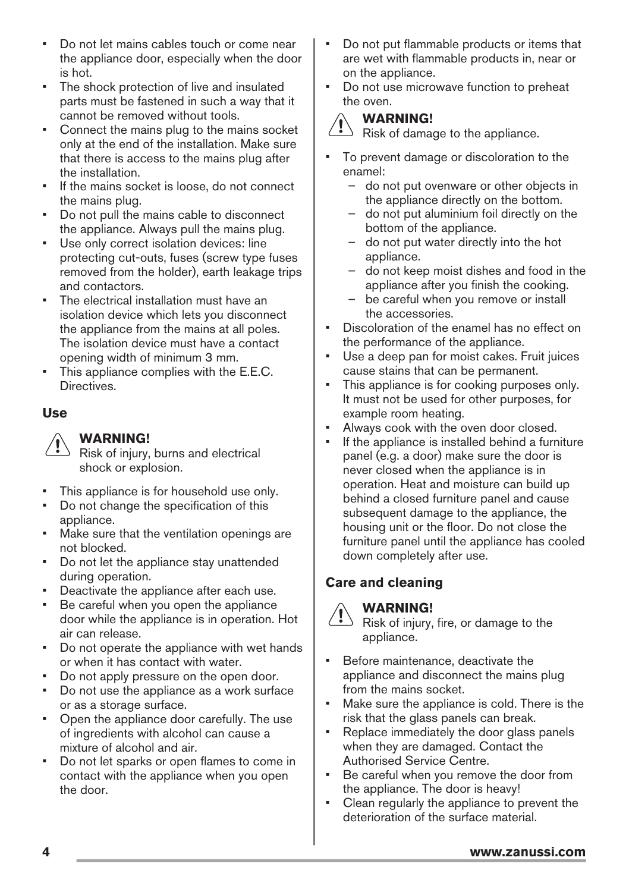- Do not let mains cables touch or come near the appliance door, especially when the door is hot.
- The shock protection of live and insulated parts must be fastened in such a way that it cannot be removed without tools.
- Connect the mains plug to the mains socket only at the end of the installation. Make sure that there is access to the mains plug after the installation.
- If the mains socket is loose, do not connect the mains plug.
- Do not pull the mains cable to disconnect the appliance. Always pull the mains plug.
- Use only correct isolation devices: line protecting cut-outs, fuses (screw type fuses removed from the holder), earth leakage trips and contactors.
- The electrical installation must have an isolation device which lets you disconnect the appliance from the mains at all poles. The isolation device must have a contact opening width of minimum 3 mm.
- This appliance complies with the E.E.C. Directives.

### Use

**WARNING!**
Risk of injury, burns and electrical shock or explosion.

- This appliance is for household use only.
- Do not change the specification of this appliance.
- Make sure that the ventilation openings are not blocked.
- Do not let the appliance stay unattended during operation.
- Deactivate the appliance after each use.
- Be careful when you open the appliance door while the appliance is in operation. Hot air can release.
- Do not operate the appliance with wet hands or when it has contact with water.
- Do not apply pressure on the open door.
- Do not use the appliance as a work surface or as a storage surface.
- Open the appliance door carefully. The use of ingredients with alcohol can cause a mixture of alcohol and air.
- Do not let sparks or open flames to come in contact with the appliance when you open the door.
- Do not put flammable products or items that are wet with flammable products in, near or on the appliance.
- Do not use microwave function to preheat the oven.

**WARNING!**
Risk of damage to the appliance.

- To prevent damage or discoloration to the enamel:
  - do not put ovenware or other objects in the appliance directly on the bottom.
  - do not put aluminium foil directly on the bottom of the appliance.
  - do not put water directly into the hot appliance.
  - do not keep moist dishes and food in the appliance after you finish the cooking.
  - be careful when you remove or install the accessories.
- Discoloration of the enamel has no effect on the performance of the appliance.
- Use a deep pan for moist cakes. Fruit juices cause stains that can be permanent.
- This appliance is for cooking purposes only. It must not be used for other purposes, for example room heating.
- Always cook with the oven door closed.
- If the appliance is installed behind a furniture panel (e.g. a door) make sure the door is never closed when the appliance is in operation. Heat and moisture can build up behind a closed furniture panel and cause subsequent damage to the appliance, the housing unit or the floor. Do not close the furniture panel until the appliance has cooled down completely after use.

### Care and cleaning

**WARNING!**
Risk of injury, fire, or damage to the appliance.

- Before maintenance, deactivate the appliance and disconnect the mains plug from the mains socket.
- Make sure the appliance is cold. There is the risk that the glass panels can break.
- Replace immediately the door glass panels when they are damaged. Contact the Authorised Service Centre.
- Be careful when you remove the door from the appliance. The door is heavy!
- Clean regularly the appliance to prevent the deterioration of the surface material.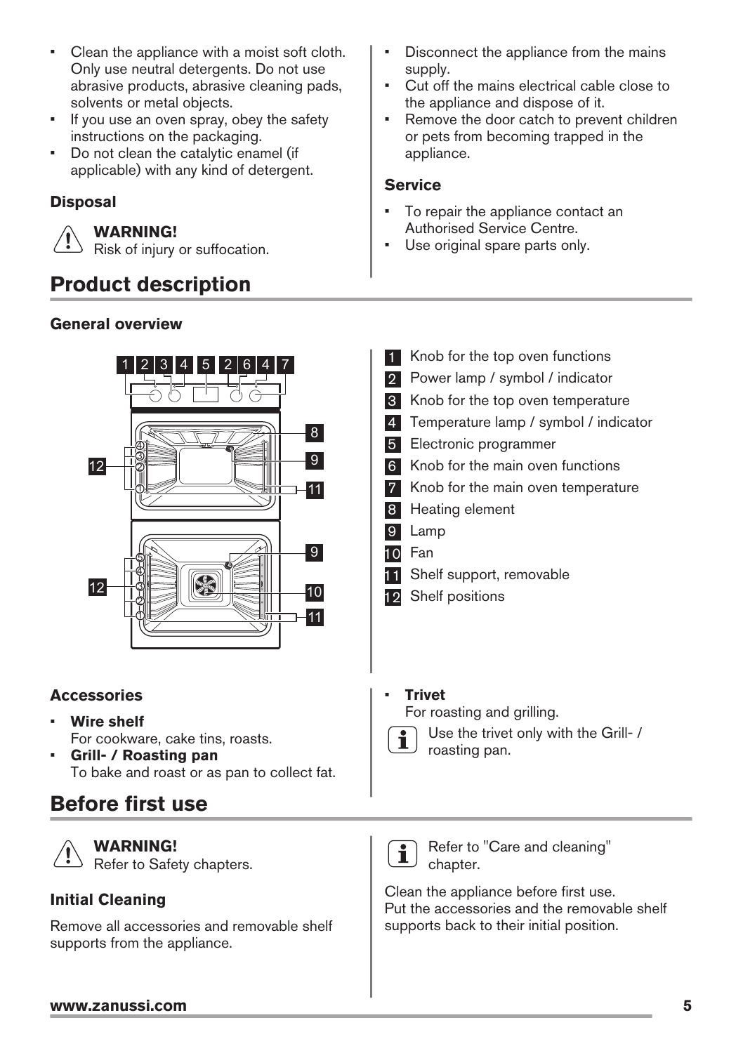- Clean the appliance with a moist soft cloth. Only use neutral detergents. Do not use abrasive products, abrasive cleaning pads, solvents or metal objects.
- If you use an oven spray, obey the safety instructions on the packaging.
- Do not clean the catalytic enamel (if applicable) with any kind of detergent.

### Disposal

**WARNING!**
Risk of injury or suffocation.

- Disconnect the appliance from the mains supply.
- Cut off the mains electrical cable close to the appliance and dispose of it.
- Remove the door catch to prevent children or pets from becoming trapped in the appliance.

### Service

- To repair the appliance contact an Authorised Service Centre.
- Use original spare parts only.

## Product description

### General overview

1 Knob for the top oven functions
2 Power lamp / symbol / indicator
3 Knob for the top oven temperature
4 Temperature lamp / symbol / indicator
5 Electronic programmer
6 Knob for the main oven functions
7 Knob for the main oven temperature
8 Heating element
9 Lamp
10 Fan
11 Shelf support, removable
12 Shelf positions

### Accessories

- **Wire shelf**
  For cookware, cake tins, roasts.
- **Grill- / Roasting pan**
  To bake and roast or as pan to collect fat.
- **Trivet**
  For roasting and grilling.

Use the trivet only with the Grill- / roasting pan.

## Before first use

**WARNING!**
Refer to Safety chapters.

### Initial Cleaning

Remove all accessories and removable shelf supports from the appliance.

Refer to "Care and cleaning" chapter.

Clean the appliance before first use.
Put the accessories and the removable shelf supports back to their initial position.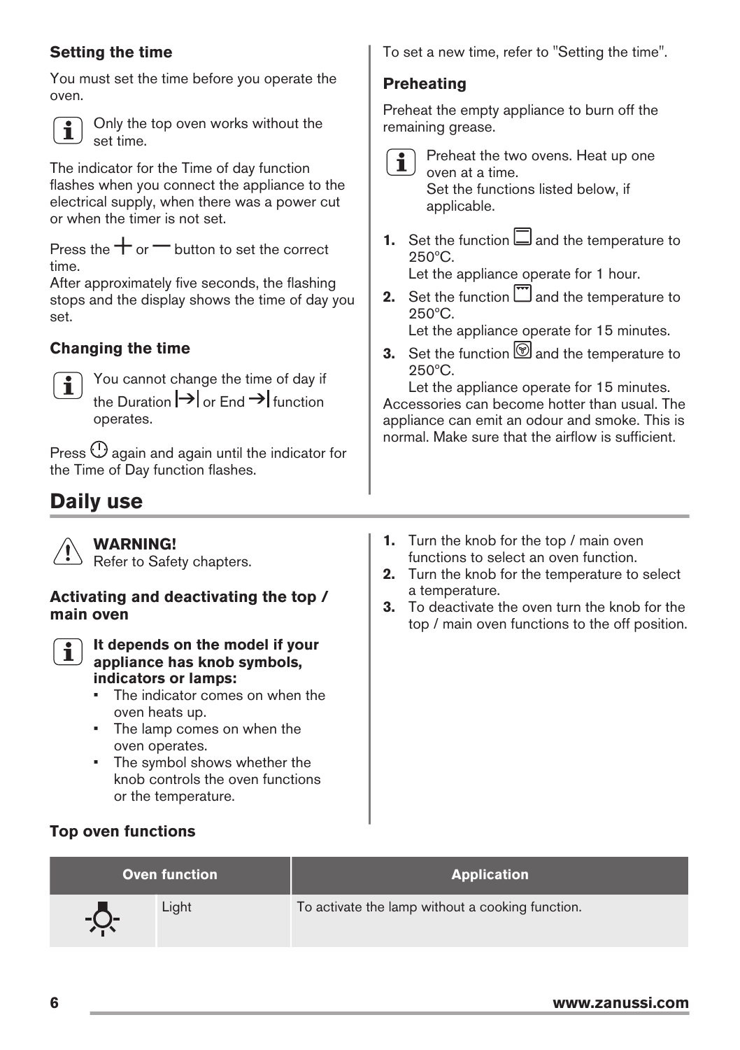### Setting the time

You must set the time before you operate the oven.

> **i** Only the top oven works without the set time.

The indicator for the Time of day function flashes when you connect the appliance to the electrical supply, when there was a power cut or when the timer is not set.

Press the + or — button to set the correct time.
After approximately five seconds, the flashing stops and the display shows the time of day you set.

### Changing the time

> **i** You cannot change the time of day if the Duration |→| or End →| function operates.

Press ⏻ again and again until the indicator for the Time of Day function flashes.

To set a new time, refer to "Setting the time".

### Preheating

Preheat the empty appliance to burn off the remaining grease.

> **i** Preheat the two ovens. Heat up one oven at a time.
> Set the functions listed below, if applicable.

1. Set the function ▭ and the temperature to 250°C.
   Let the appliance operate for 1 hour.
2. Set the function ▭ and the temperature to 250°C.
   Let the appliance operate for 15 minutes.
3. Set the function ▭ and the temperature to 250°C.
   Let the appliance operate for 15 minutes.

Accessories can become hotter than usual. The appliance can emit an odour and smoke. This is normal. Make sure that the airflow is sufficient.

## Daily use

> **⚠ WARNING!**
> Refer to Safety chapters.

### Activating and deactivating the top / main oven

> **i** **It depends on the model if your appliance has knob symbols, indicators or lamps:**
> - The indicator comes on when the oven heats up.
> - The lamp comes on when the oven operates.
> - The symbol shows whether the knob controls the oven functions or the temperature.

1. Turn the knob for the top / main oven functions to select an oven function.
2. Turn the knob for the temperature to select a temperature.
3. To deactivate the oven turn the knob for the top / main oven functions to the off position.

### Top oven functions

| Oven function | | Application |
|---|---|---|
| ☀ | Light | To activate the lamp without a cooking function. |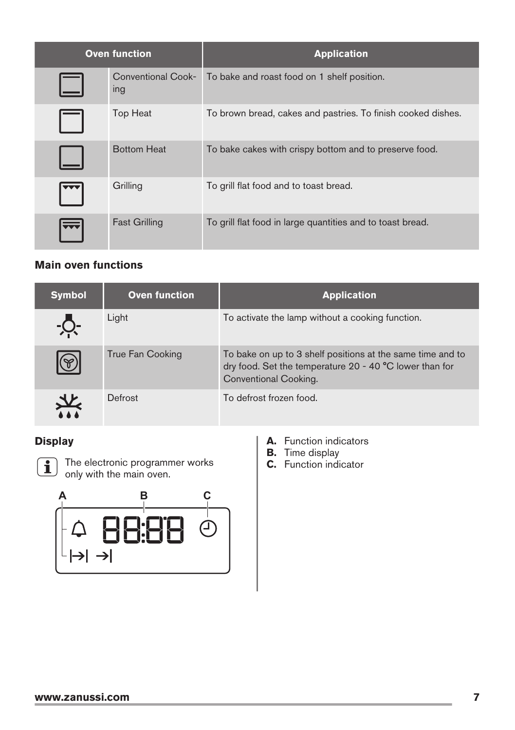| Oven function | | Application |
|---|---|---|
| | Conventional Cooking | To bake and roast food on 1 shelf position. |
| | Top Heat | To brown bread, cakes and pastries. To finish cooked dishes. |
| | Bottom Heat | To bake cakes with crispy bottom and to preserve food. |
| | Grilling | To grill flat food and to toast bread. |
| | Fast Grilling | To grill flat food in large quantities and to toast bread. |

## Main oven functions

| Symbol | Oven function | Application |
|---|---|---|
| | Light | To activate the lamp without a cooking function. |
| | True Fan Cooking | To bake on up to 3 shelf positions at the same time and to dry food. Set the temperature 20 - 40 °C lower than for Conventional Cooking. |
| | Defrost | To defrost frozen food. |

## Display

The electronic programmer works only with the main oven.

A B C

88:88

**A.** Function indicators
**B.** Time display
**C.** Function indicator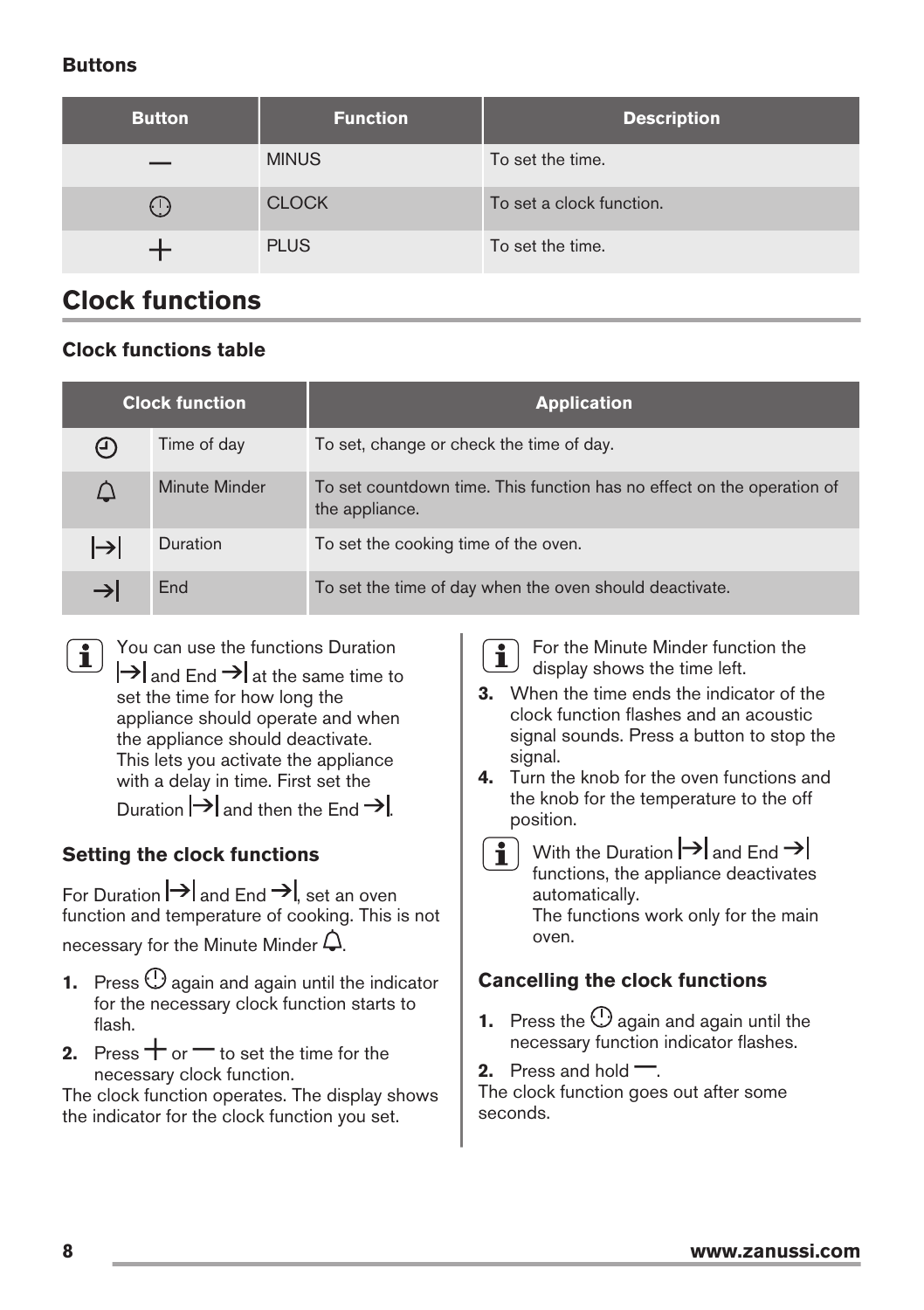### Buttons

| Button | Function | Description |
| --- | --- | --- |
| — | MINUS | To set the time. |
| ⏲ | CLOCK | To set a clock function. |
| + | PLUS | To set the time. |

## Clock functions

### Clock functions table

| Clock function | | Application |
| --- | --- | --- |
| ⏲ | Time of day | To set, change or check the time of day. |
| 🔔 | Minute Minder | To set countdown time. This function has no effect on the operation of the appliance. |
| \|→\| | Duration | To set the cooking time of the oven. |
| →\| | End | To set the time of day when the oven should deactivate. |

ℹ You can use the functions Duration |→| and End →| at the same time to set the time for how long the appliance should operate and when the appliance should deactivate. This lets you activate the appliance with a delay in time. First set the Duration |→| and then the End →|.

### Setting the clock functions

For Duration |→| and End →|, set an oven function and temperature of cooking. This is not necessary for the Minute Minder 🔔.

1. Press ⏲ again and again until the indicator for the necessary clock function starts to flash.
2. Press + or — to set the time for the necessary clock function.

The clock function operates. The display shows the indicator for the clock function you set.

ℹ For the Minute Minder function the display shows the time left.

3. When the time ends the indicator of the clock function flashes and an acoustic signal sounds. Press a button to stop the signal.
4. Turn the knob for the oven functions and the knob for the temperature to the off position.

ℹ With the Duration |→| and End →| functions, the appliance deactivates automatically.
The functions work only for the main oven.

### Cancelling the clock functions

1. Press the ⏲ again and again until the necessary function indicator flashes.
2. Press and hold —.

The clock function goes out after some seconds.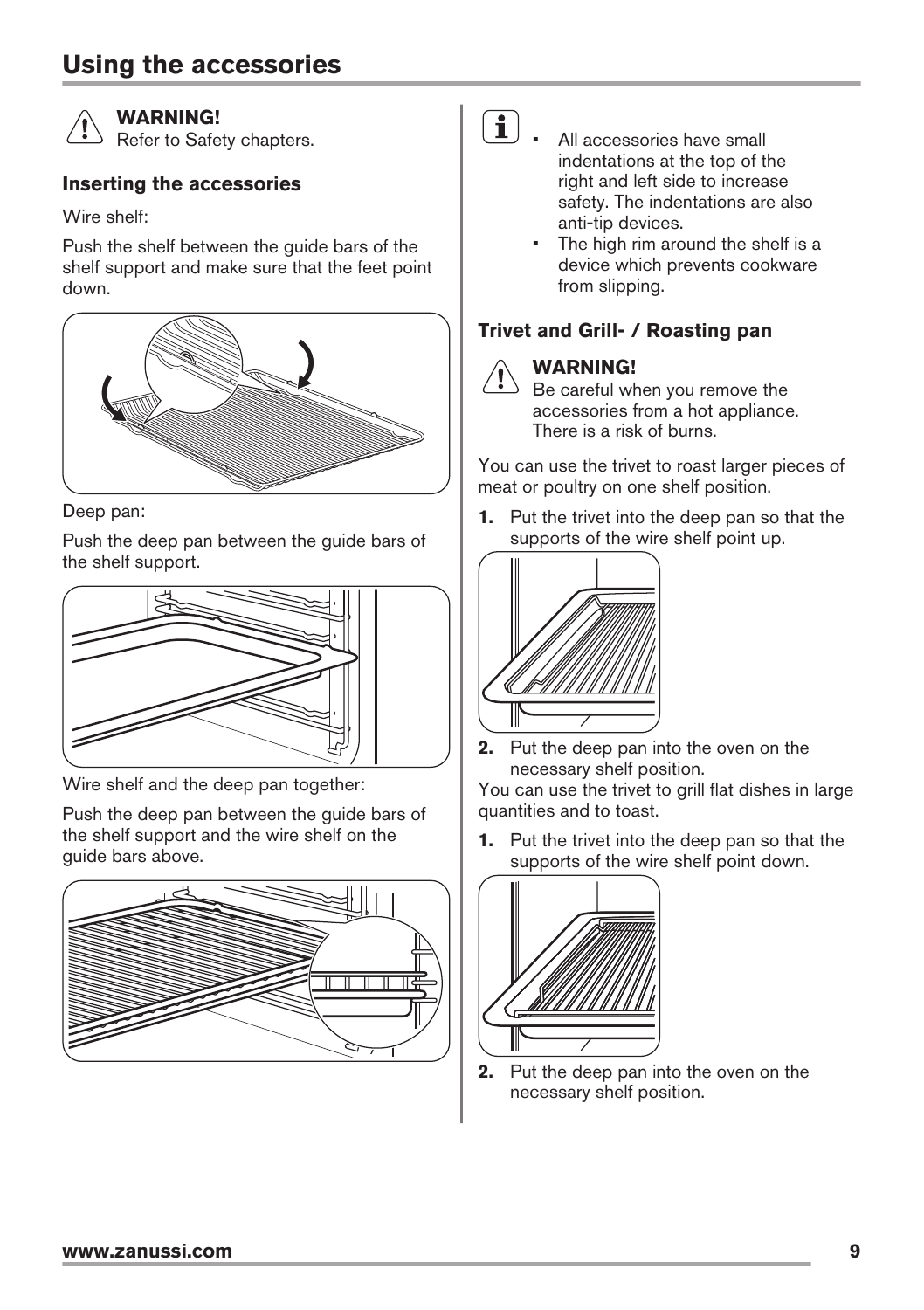# Using the accessories

**WARNING!**
Refer to Safety chapters.

### Inserting the accessories

Wire shelf:

Push the shelf between the guide bars of the shelf support and make sure that the feet point down.

Deep pan:

Push the deep pan between the guide bars of the shelf support.

Wire shelf and the deep pan together:

Push the deep pan between the guide bars of the shelf support and the wire shelf on the guide bars above.

- All accessories have small indentations at the top of the right and left side to increase safety. The indentations are also anti-tip devices.
- The high rim around the shelf is a device which prevents cookware from slipping.

### Trivet and Grill- / Roasting pan

**WARNING!**
Be careful when you remove the accessories from a hot appliance. There is a risk of burns.

You can use the trivet to roast larger pieces of meat or poultry on one shelf position.

1. Put the trivet into the deep pan so that the supports of the wire shelf point up.
2. Put the deep pan into the oven on the necessary shelf position.

You can use the trivet to grill flat dishes in large quantities and to toast.

1. Put the trivet into the deep pan so that the supports of the wire shelf point down.
2. Put the deep pan into the oven on the necessary shelf position.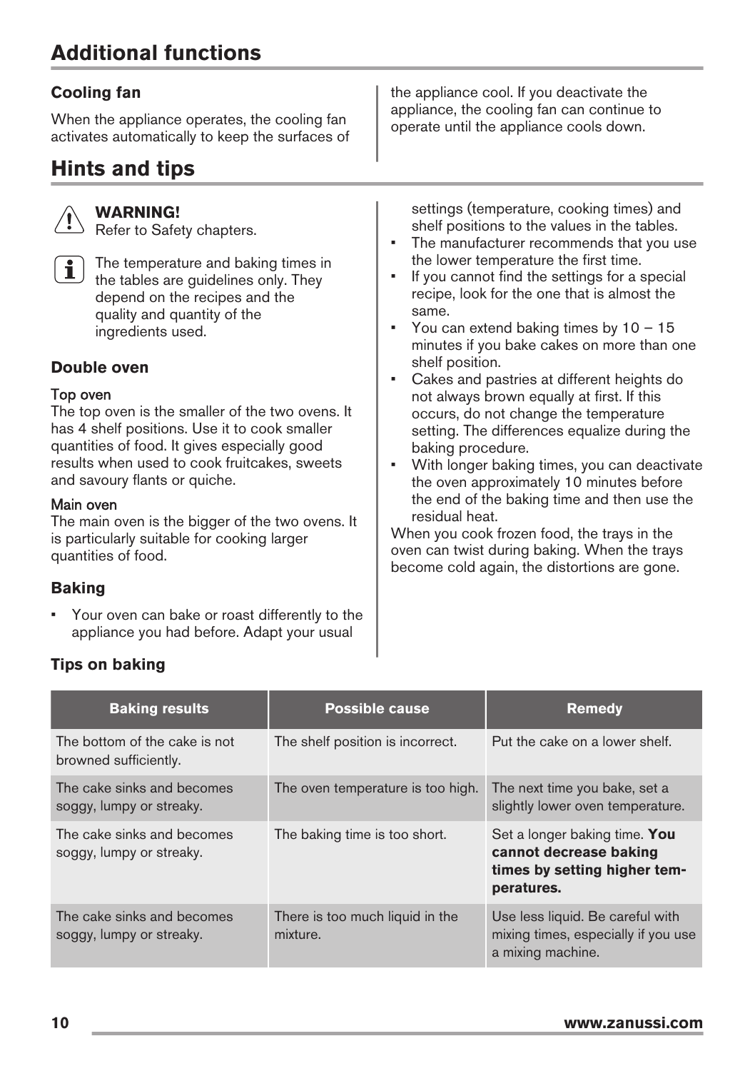## Additional functions

### Cooling fan

When the appliance operates, the cooling fan activates automatically to keep the surfaces of the appliance cool. If you deactivate the appliance, the cooling fan can continue to operate until the appliance cools down.

## Hints and tips

**WARNING!**
Refer to Safety chapters.

The temperature and baking times in the tables are guidelines only. They depend on the recipes and the quality and quantity of the ingredients used.

### Double oven

#### Top oven

The top oven is the smaller of the two ovens. It has 4 shelf positions. Use it to cook smaller quantities of food. It gives especially good results when used to cook fruitcakes, sweets and savoury flants or quiche.

#### Main oven

The main oven is the bigger of the two ovens. It is particularly suitable for cooking larger quantities of food.

### Baking

- Your oven can bake or roast differently to the appliance you had before. Adapt your usual settings (temperature, cooking times) and shelf positions to the values in the tables.
- The manufacturer recommends that you use the lower temperature the first time.
- If you cannot find the settings for a special recipe, look for the one that is almost the same.
- You can extend baking times by 10 – 15 minutes if you bake cakes on more than one shelf position.
- Cakes and pastries at different heights do not always brown equally at first. If this occurs, do not change the temperature setting. The differences equalize during the baking procedure.
- With longer baking times, you can deactivate the oven approximately 10 minutes before the end of the baking time and then use the residual heat.

When you cook frozen food, the trays in the oven can twist during baking. When the trays become cold again, the distortions are gone.

### Tips on baking

| Baking results | Possible cause | Remedy |
| --- | --- | --- |
| The bottom of the cake is not browned sufficiently. | The shelf position is incorrect. | Put the cake on a lower shelf. |
| The cake sinks and becomes soggy, lumpy or streaky. | The oven temperature is too high. | The next time you bake, set a slightly lower oven temperature. |
| The cake sinks and becomes soggy, lumpy or streaky. | The baking time is too short. | Set a longer baking time. **You cannot decrease baking times by setting higher temperatures.** |
| The cake sinks and becomes soggy, lumpy or streaky. | There is too much liquid in the mixture. | Use less liquid. Be careful with mixing times, especially if you use a mixing machine. |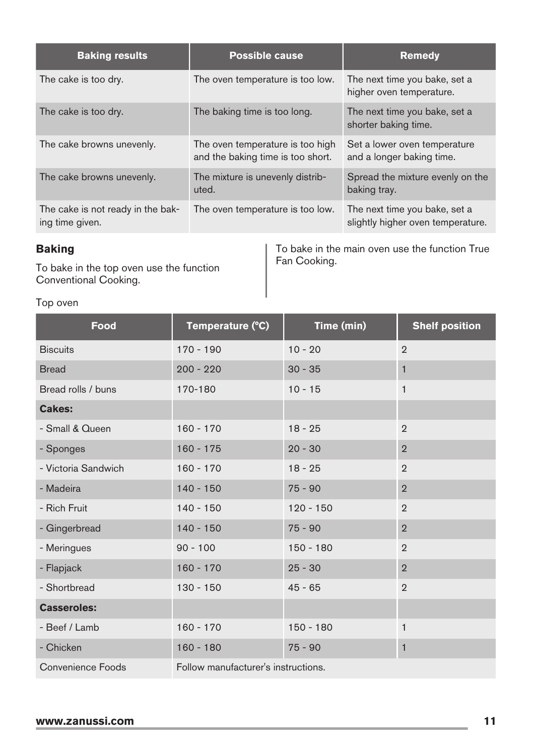| Baking results | Possible cause | Remedy |
|---|---|---|
| The cake is too dry. | The oven temperature is too low. | The next time you bake, set a higher oven temperature. |
| The cake is too dry. | The baking time is too long. | The next time you bake, set a shorter baking time. |
| The cake browns unevenly. | The oven temperature is too high and the baking time is too short. | Set a lower oven temperature and a longer baking time. |
| The cake browns unevenly. | The mixture is unevenly distributed. | Spread the mixture evenly on the baking tray. |
| The cake is not ready in the baking time given. | The oven temperature is too low. | The next time you bake, set a slightly higher oven temperature. |

### Baking

To bake in the top oven use the function Conventional Cooking.

To bake in the main oven use the function True Fan Cooking.

Top oven

| Food | Temperature (°C) | Time (min) | Shelf position |
|---|---|---|---|
| Biscuits | 170 - 190 | 10 - 20 | 2 |
| Bread | 200 - 220 | 30 - 35 | 1 |
| Bread rolls / buns | 170-180 | 10 - 15 | 1 |
| **Cakes:** | | | |
| - Small & Queen | 160 - 170 | 18 - 25 | 2 |
| - Sponges | 160 - 175 | 20 - 30 | 2 |
| - Victoria Sandwich | 160 - 170 | 18 - 25 | 2 |
| - Madeira | 140 - 150 | 75 - 90 | 2 |
| - Rich Fruit | 140 - 150 | 120 - 150 | 2 |
| - Gingerbread | 140 - 150 | 75 - 90 | 2 |
| - Meringues | 90 - 100 | 150 - 180 | 2 |
| - Flapjack | 160 - 170 | 25 - 30 | 2 |
| - Shortbread | 130 - 150 | 45 - 65 | 2 |
| **Casseroles:** | | | |
| - Beef / Lamb | 160 - 170 | 150 - 180 | 1 |
| - Chicken | 160 - 180 | 75 - 90 | 1 |
| Convenience Foods | Follow manufacturer's instructions. | | |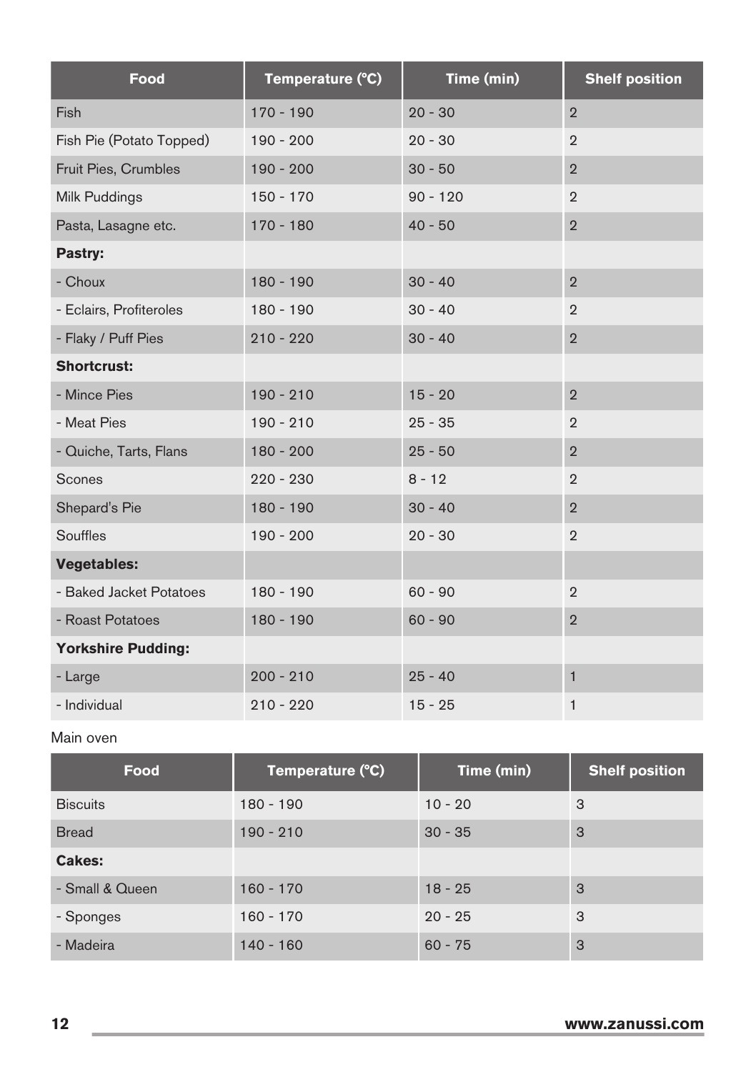| Food | Temperature (°C) | Time (min) | Shelf position |
| --- | --- | --- | --- |
| Fish | 170 - 190 | 20 - 30 | 2 |
| Fish Pie (Potato Topped) | 190 - 200 | 20 - 30 | 2 |
| Fruit Pies, Crumbles | 190 - 200 | 30 - 50 | 2 |
| Milk Puddings | 150 - 170 | 90 - 120 | 2 |
| Pasta, Lasagne etc. | 170 - 180 | 40 - 50 | 2 |
| **Pastry:** | | | |
| - Choux | 180 - 190 | 30 - 40 | 2 |
| - Eclairs, Profiteroles | 180 - 190 | 30 - 40 | 2 |
| - Flaky / Puff Pies | 210 - 220 | 30 - 40 | 2 |
| **Shortcrust:** | | | |
| - Mince Pies | 190 - 210 | 15 - 20 | 2 |
| - Meat Pies | 190 - 210 | 25 - 35 | 2 |
| - Quiche, Tarts, Flans | 180 - 200 | 25 - 50 | 2 |
| Scones | 220 - 230 | 8 - 12 | 2 |
| Shepard's Pie | 180 - 190 | 30 - 40 | 2 |
| Souffles | 190 - 200 | 20 - 30 | 2 |
| **Vegetables:** | | | |
| - Baked Jacket Potatoes | 180 - 190 | 60 - 90 | 2 |
| - Roast Potatoes | 180 - 190 | 60 - 90 | 2 |
| **Yorkshire Pudding:** | | | |
| - Large | 200 - 210 | 25 - 40 | 1 |
| - Individual | 210 - 220 | 15 - 25 | 1 |

Main oven

| Food | Temperature (°C) | Time (min) | Shelf position |
| --- | --- | --- | --- |
| Biscuits | 180 - 190 | 10 - 20 | 3 |
| Bread | 190 - 210 | 30 - 35 | 3 |
| **Cakes:** | | | |
| - Small & Queen | 160 - 170 | 18 - 25 | 3 |
| - Sponges | 160 - 170 | 20 - 25 | 3 |
| - Madeira | 140 - 160 | 60 - 75 | 3 |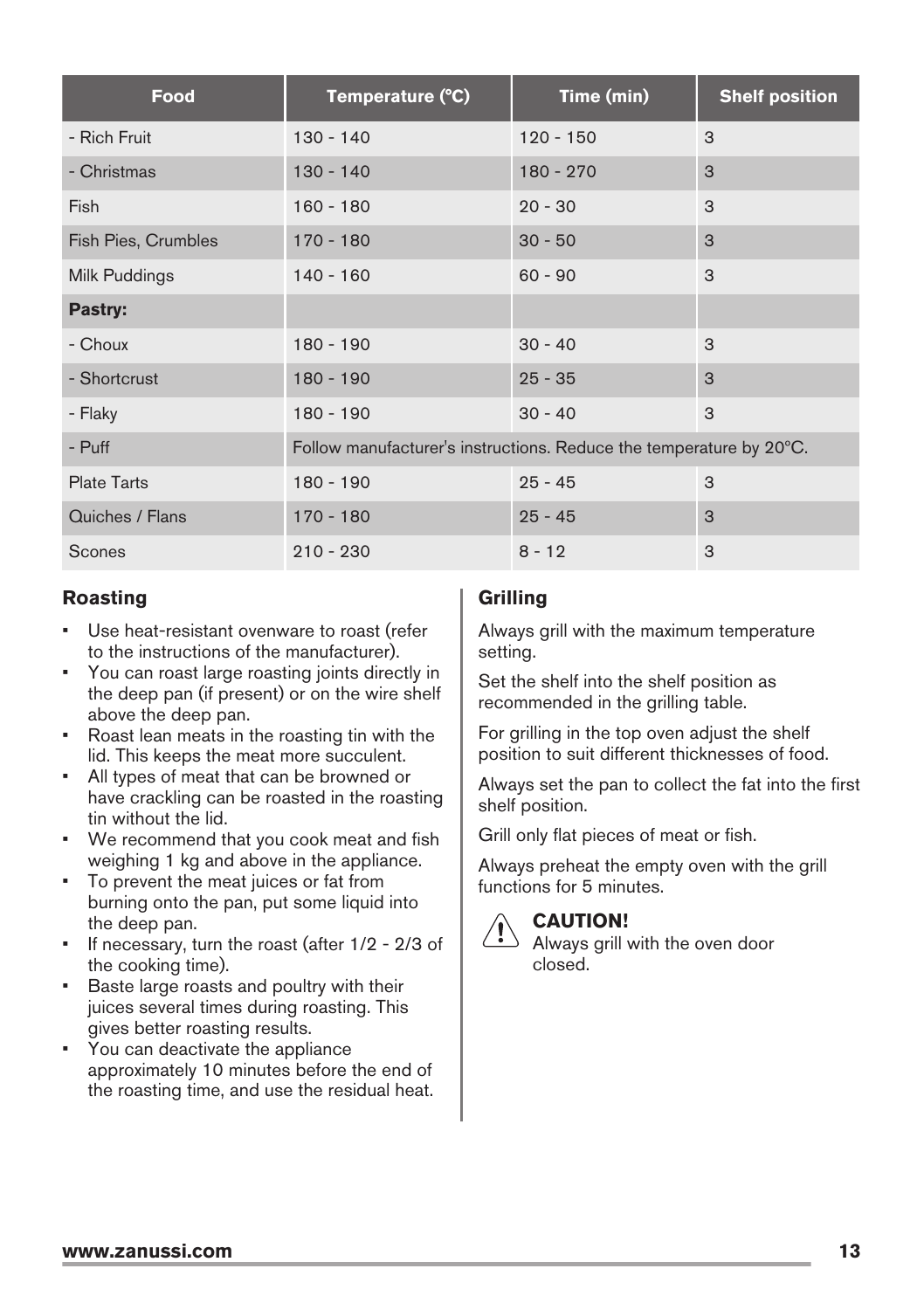| Food | Temperature (°C) | Time (min) | Shelf position |
| --- | --- | --- | --- |
| - Rich Fruit | 130 - 140 | 120 - 150 | 3 |
| - Christmas | 130 - 140 | 180 - 270 | 3 |
| Fish | 160 - 180 | 20 - 30 | 3 |
| Fish Pies, Crumbles | 170 - 180 | 30 - 50 | 3 |
| Milk Puddings | 140 - 160 | 60 - 90 | 3 |
| **Pastry:** | | | |
| - Choux | 180 - 190 | 30 - 40 | 3 |
| - Shortcrust | 180 - 190 | 25 - 35 | 3 |
| - Flaky | 180 - 190 | 30 - 40 | 3 |
| - Puff | Follow manufacturer's instructions. Reduce the temperature by 20°C. | | |
| Plate Tarts | 180 - 190 | 25 - 45 | 3 |
| Quiches / Flans | 170 - 180 | 25 - 45 | 3 |
| Scones | 210 - 230 | 8 - 12 | 3 |

### Roasting

- Use heat-resistant ovenware to roast (refer to the instructions of the manufacturer).
- You can roast large roasting joints directly in the deep pan (if present) or on the wire shelf above the deep pan.
- Roast lean meats in the roasting tin with the lid. This keeps the meat more succulent.
- All types of meat that can be browned or have crackling can be roasted in the roasting tin without the lid.
- We recommend that you cook meat and fish weighing 1 kg and above in the appliance.
- To prevent the meat juices or fat from burning onto the pan, put some liquid into the deep pan.
- If necessary, turn the roast (after 1/2 - 2/3 of the cooking time).
- Baste large roasts and poultry with their juices several times during roasting. This gives better roasting results.
- You can deactivate the appliance approximately 10 minutes before the end of the roasting time, and use the residual heat.

### Grilling

Always grill with the maximum temperature setting.

Set the shelf into the shelf position as recommended in the grilling table.

For grilling in the top oven adjust the shelf position to suit different thicknesses of food.

Always set the pan to collect the fat into the first shelf position.

Grill only flat pieces of meat or fish.

Always preheat the empty oven with the grill functions for 5 minutes.

**CAUTION!**
Always grill with the oven door closed.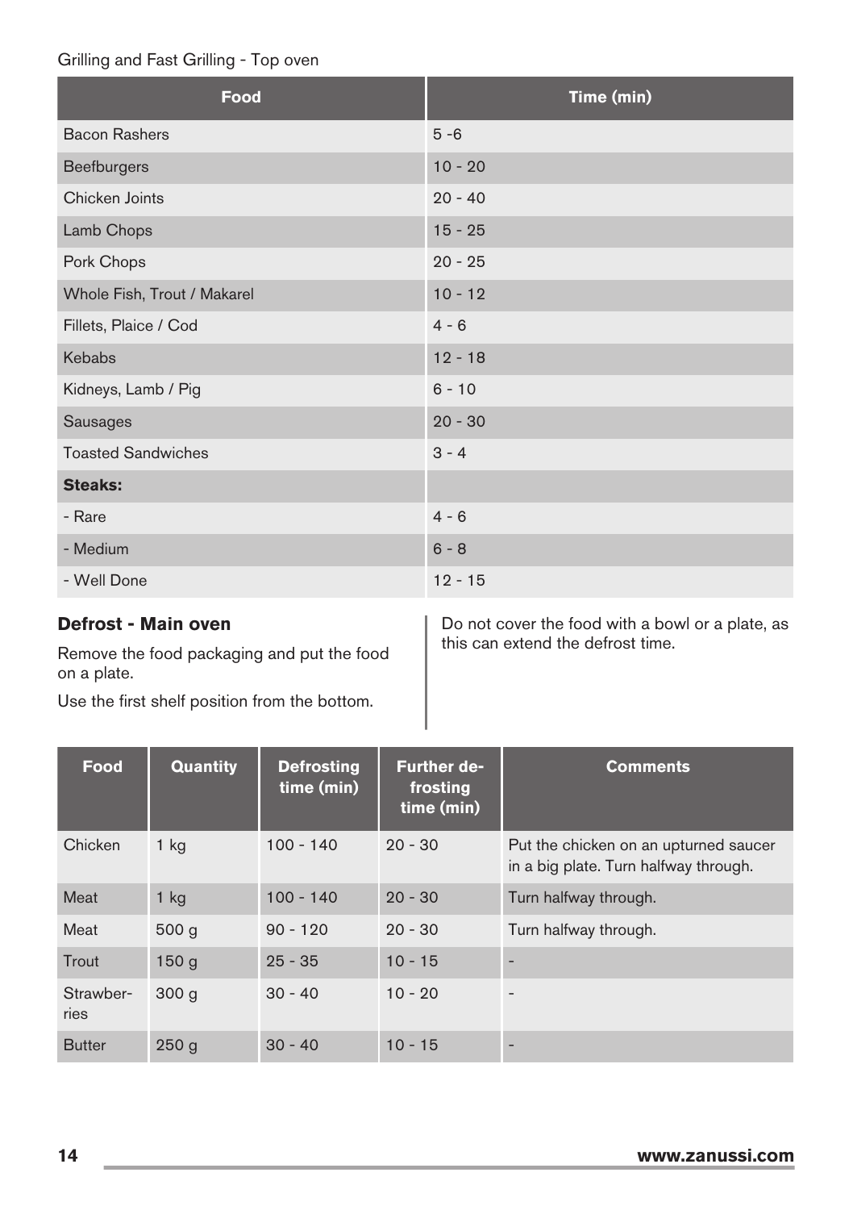Grilling and Fast Grilling - Top oven

| Food | Time (min) |
| --- | --- |
| Bacon Rashers | 5 -6 |
| Beefburgers | 10 - 20 |
| Chicken Joints | 20 - 40 |
| Lamb Chops | 15 - 25 |
| Pork Chops | 20 - 25 |
| Whole Fish, Trout / Makarel | 10 - 12 |
| Fillets, Plaice / Cod | 4 - 6 |
| Kebabs | 12 - 18 |
| Kidneys, Lamb / Pig | 6 - 10 |
| Sausages | 20 - 30 |
| Toasted Sandwiches | 3 - 4 |
| **Steaks:** | |
| - Rare | 4 - 6 |
| - Medium | 6 - 8 |
| - Well Done | 12 - 15 |

### Defrost - Main oven

Remove the food packaging and put the food on a plate.

Use the first shelf position from the bottom.

Do not cover the food with a bowl or a plate, as this can extend the defrost time.

| Food | Quantity | Defrosting time (min) | Further defrosting time (min) | Comments |
| --- | --- | --- | --- | --- |
| Chicken | 1 kg | 100 - 140 | 20 - 30 | Put the chicken on an upturned saucer in a big plate. Turn halfway through. |
| Meat | 1 kg | 100 - 140 | 20 - 30 | Turn halfway through. |
| Meat | 500 g | 90 - 120 | 20 - 30 | Turn halfway through. |
| Trout | 150 g | 25 - 35 | 10 - 15 | - |
| Strawberries | 300 g | 30 - 40 | 10 - 20 | - |
| Butter | 250 g | 30 - 40 | 10 - 15 | - |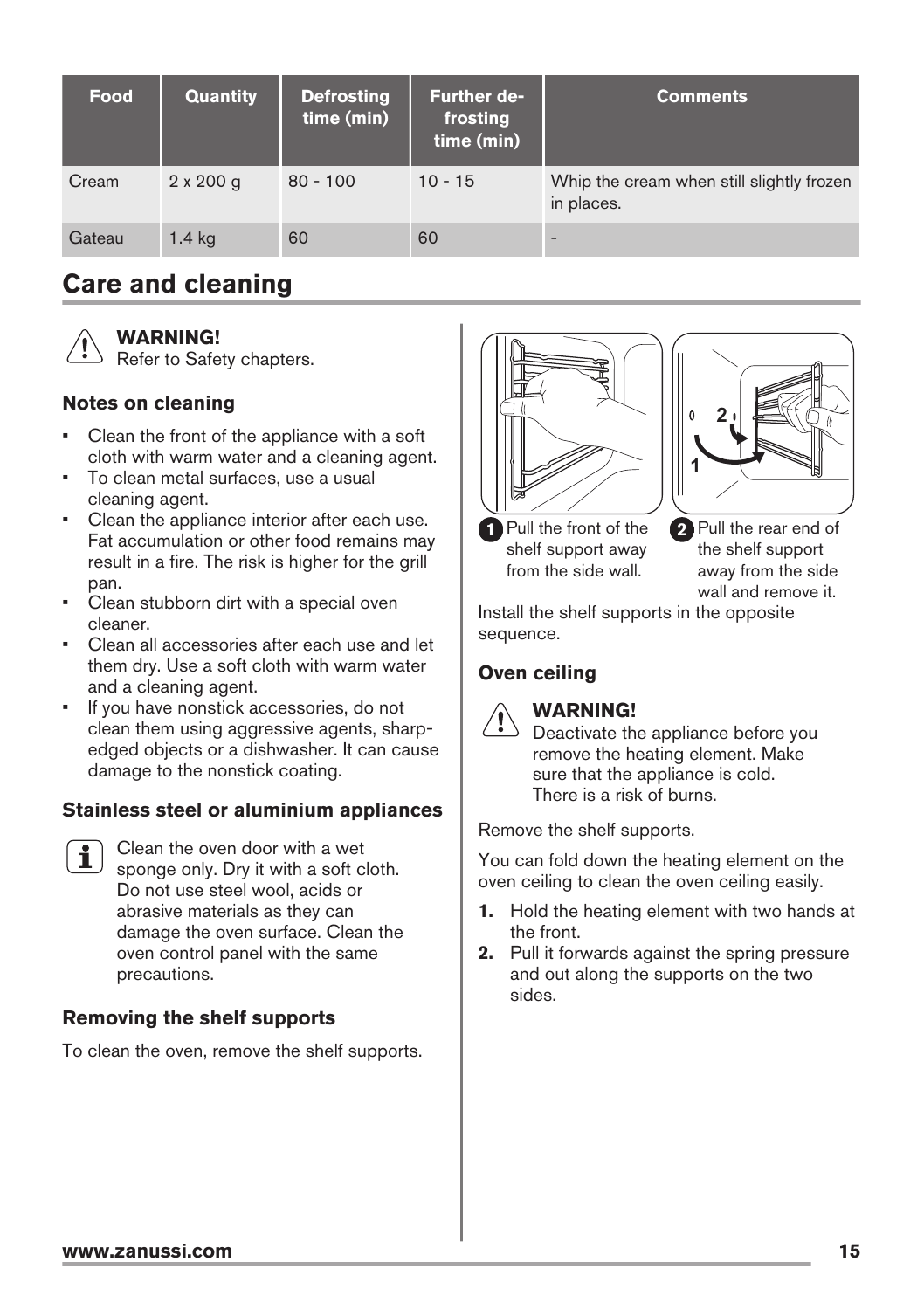| Food | Quantity | Defrosting time (min) | Further defrosting time (min) | Comments |
|---|---|---|---|---|
| Cream | 2 x 200 g | 80 - 100 | 10 - 15 | Whip the cream when still slightly frozen in places. |
| Gateau | 1.4 kg | 60 | 60 | - |

## Care and cleaning

**WARNING!**
Refer to Safety chapters.

### Notes on cleaning

- Clean the front of the appliance with a soft cloth with warm water and a cleaning agent.
- To clean metal surfaces, use a usual cleaning agent.
- Clean the appliance interior after each use. Fat accumulation or other food remains may result in a fire. The risk is higher for the grill pan.
- Clean stubborn dirt with a special oven cleaner.
- Clean all accessories after each use and let them dry. Use a soft cloth with warm water and a cleaning agent.
- If you have nonstick accessories, do not clean them using aggressive agents, sharp-edged objects or a dishwasher. It can cause damage to the nonstick coating.

### Stainless steel or aluminium appliances

Clean the oven door with a wet sponge only. Dry it with a soft cloth. Do not use steel wool, acids or abrasive materials as they can damage the oven surface. Clean the oven control panel with the same precautions.

### Removing the shelf supports

To clean the oven, remove the shelf supports.

1 Pull the front of the shelf support away from the side wall.

2 Pull the rear end of the shelf support away from the side wall and remove it.

Install the shelf supports in the opposite sequence.

### Oven ceiling

**WARNING!**
Deactivate the appliance before you remove the heating element. Make sure that the appliance is cold. There is a risk of burns.

Remove the shelf supports.

You can fold down the heating element on the oven ceiling to clean the oven ceiling easily.

1. Hold the heating element with two hands at the front.
2. Pull it forwards against the spring pressure and out along the supports on the two sides.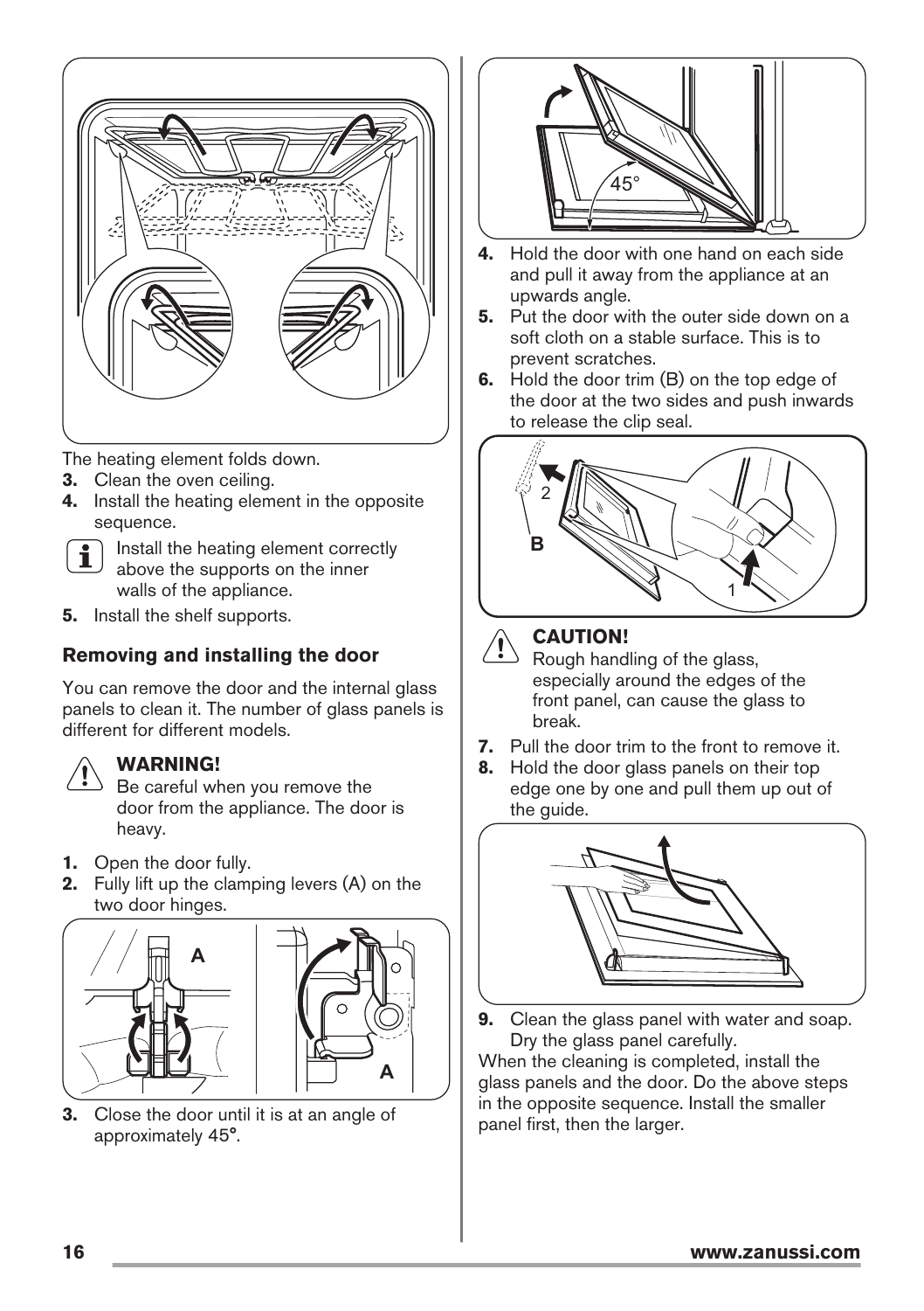The heating element folds down.

3. Clean the oven ceiling.
4. Install the heating element in the opposite sequence.

Install the heating element correctly above the supports on the inner walls of the appliance.

5. Install the shelf supports.

### Removing and installing the door

You can remove the door and the internal glass panels to clean it. The number of glass panels is different for different models.

**WARNING!**
Be careful when you remove the door from the appliance. The door is heavy.

1. Open the door fully.
2. Fully lift up the clamping levers (A) on the two door hinges.
3. Close the door until it is at an angle of approximately 45°.
4. Hold the door with one hand on each side and pull it away from the appliance at an upwards angle.
5. Put the door with the outer side down on a soft cloth on a stable surface. This is to prevent scratches.
6. Hold the door trim (B) on the top edge of the door at the two sides and push inwards to release the clip seal.

**CAUTION!**
Rough handling of the glass, especially around the edges of the front panel, can cause the glass to break.

7. Pull the door trim to the front to remove it.
8. Hold the door glass panels on their top edge one by one and pull them up out of the guide.
9. Clean the glass panel with water and soap. Dry the glass panel carefully.

When the cleaning is completed, install the glass panels and the door. Do the above steps in the opposite sequence. Install the smaller panel first, then the larger.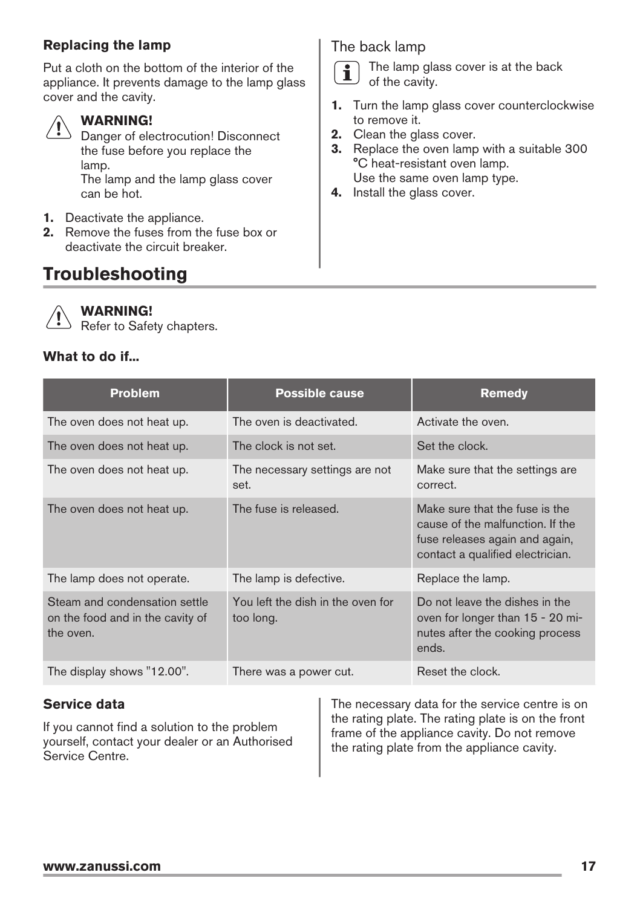### Replacing the lamp

Put a cloth on the bottom of the interior of the appliance. It prevents damage to the lamp glass cover and the cavity.

**WARNING!**
Danger of electrocution! Disconnect the fuse before you replace the lamp.
The lamp and the lamp glass cover can be hot.

1. Deactivate the appliance.
2. Remove the fuses from the fuse box or deactivate the circuit breaker.

#### The back lamp

The lamp glass cover is at the back of the cavity.

1. Turn the lamp glass cover counterclockwise to remove it.
2. Clean the glass cover.
3. Replace the oven lamp with a suitable 300 °C heat-resistant oven lamp.
   Use the same oven lamp type.
4. Install the glass cover.

## Troubleshooting

**WARNING!**
Refer to Safety chapters.

### What to do if...

| Problem | Possible cause | Remedy |
|---|---|---|
| The oven does not heat up. | The oven is deactivated. | Activate the oven. |
| The oven does not heat up. | The clock is not set. | Set the clock. |
| The oven does not heat up. | The necessary settings are not set. | Make sure that the settings are correct. |
| The oven does not heat up. | The fuse is released. | Make sure that the fuse is the cause of the malfunction. If the fuse releases again and again, contact a qualified electrician. |
| The lamp does not operate. | The lamp is defective. | Replace the lamp. |
| Steam and condensation settle on the food and in the cavity of the oven. | You left the dish in the oven for too long. | Do not leave the dishes in the oven for longer than 15 - 20 minutes after the cooking process ends. |
| The display shows "12.00". | There was a power cut. | Reset the clock. |

### Service data

If you cannot find a solution to the problem yourself, contact your dealer or an Authorised Service Centre.

The necessary data for the service centre is on the rating plate. The rating plate is on the front frame of the appliance cavity. Do not remove the rating plate from the appliance cavity.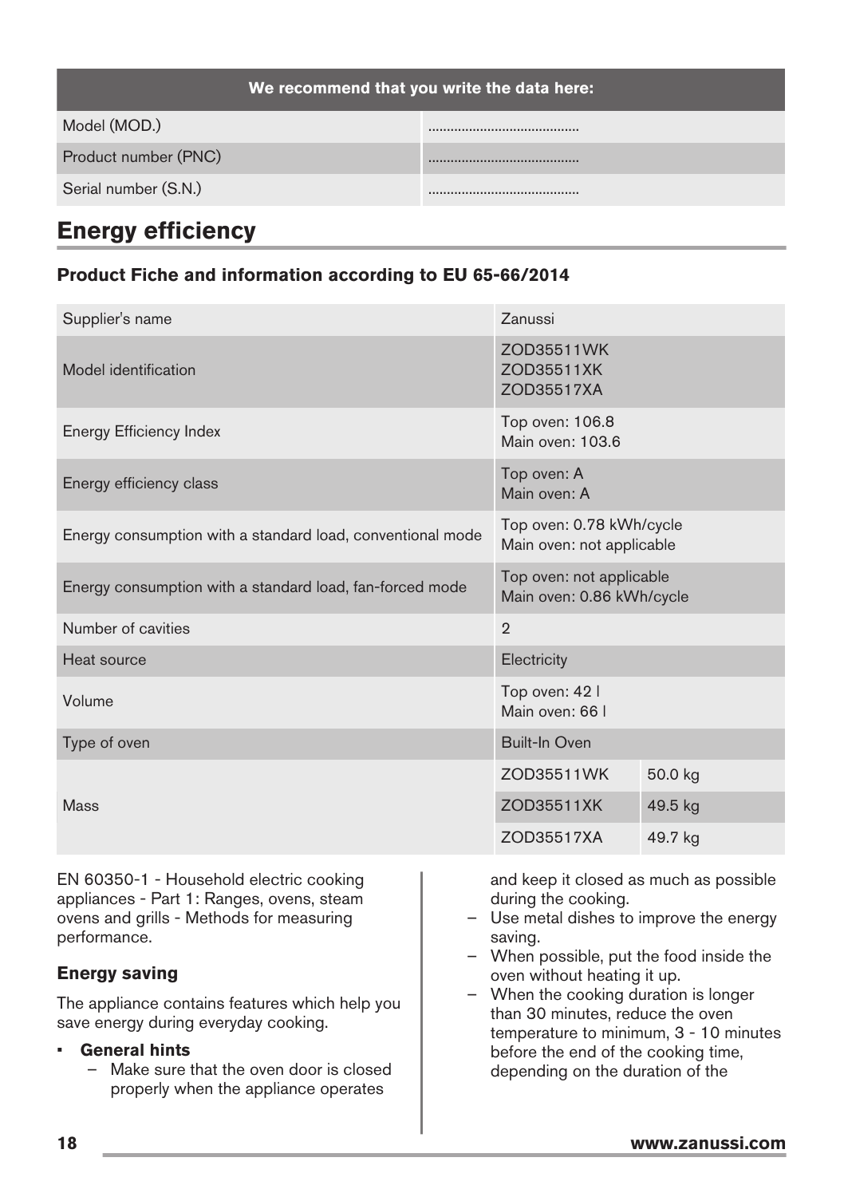| We recommend that you write the data here: | |
| --- | --- |
| Model (MOD.) | ........................................ |
| Product number (PNC) | ........................................ |
| Serial number (S.N.) | ........................................ |

## Energy efficiency

### Product Fiche and information according to EU 65-66/2014

| | | |
| --- | --- | --- |
| Supplier's name | Zanussi | |
| Model identification | ZOD35511WK<br>ZOD35511XK<br>ZOD35517XA | |
| Energy Efficiency Index | Top oven: 106.8<br>Main oven: 103.6 | |
| Energy efficiency class | Top oven: A<br>Main oven: A | |
| Energy consumption with a standard load, conventional mode | Top oven: 0.78 kWh/cycle<br>Main oven: not applicable | |
| Energy consumption with a standard load, fan-forced mode | Top oven: not applicable<br>Main oven: 0.86 kWh/cycle | |
| Number of cavities | 2 | |
| Heat source | Electricity | |
| Volume | Top oven: 42 l<br>Main oven: 66 l | |
| Type of oven | Built-In Oven | |
| Mass | ZOD35511WK | 50.0 kg |
| | ZOD35511XK | 49.5 kg |
| | ZOD35517XA | 49.7 kg |

EN 60350-1 - Household electric cooking appliances - Part 1: Ranges, ovens, steam ovens and grills - Methods for measuring performance.

### Energy saving

The appliance contains features which help you save energy during everyday cooking.

- **General hints**
  - Make sure that the oven door is closed properly when the appliance operates and keep it closed as much as possible during the cooking.
  - Use metal dishes to improve the energy saving.
  - When possible, put the food inside the oven without heating it up.
  - When the cooking duration is longer than 30 minutes, reduce the oven temperature to minimum, 3 - 10 minutes before the end of the cooking time, depending on the duration of the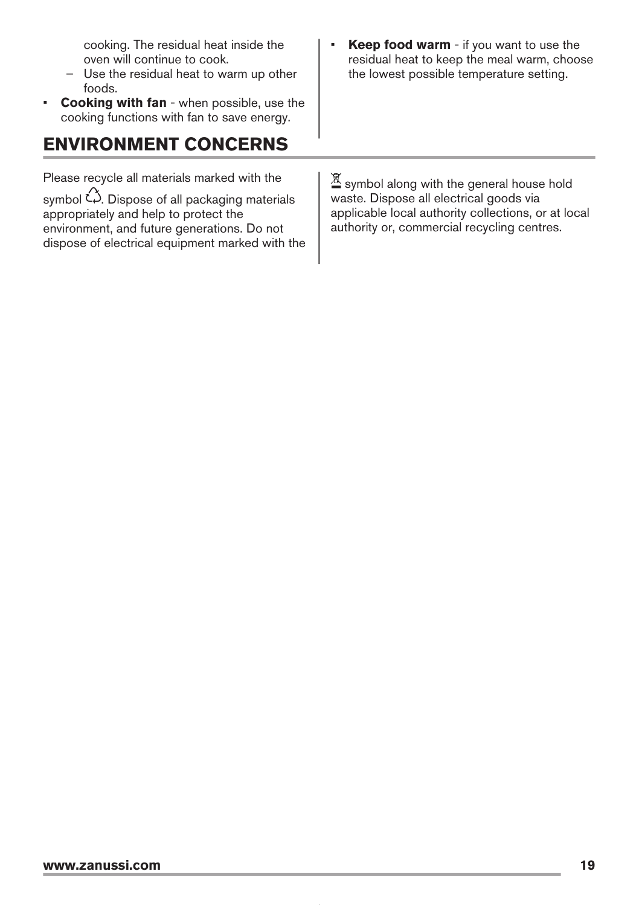cooking. The residual heat inside the oven will continue to cook.
  – Use the residual heat to warm up other foods.
- **Cooking with fan** - when possible, use the cooking functions with fan to save energy.
- **Keep food warm** - if you want to use the residual heat to keep the meal warm, choose the lowest possible temperature setting.

# ENVIRONMENT CONCERNS

Please recycle all materials marked with the symbol ♲. Dispose of all packaging materials appropriately and help to protect the environment, and future generations. Do not dispose of electrical equipment marked with the ⊠ symbol along with the general house hold waste. Dispose all electrical goods via applicable local authority collections, or at local authority or, commercial recycling centres.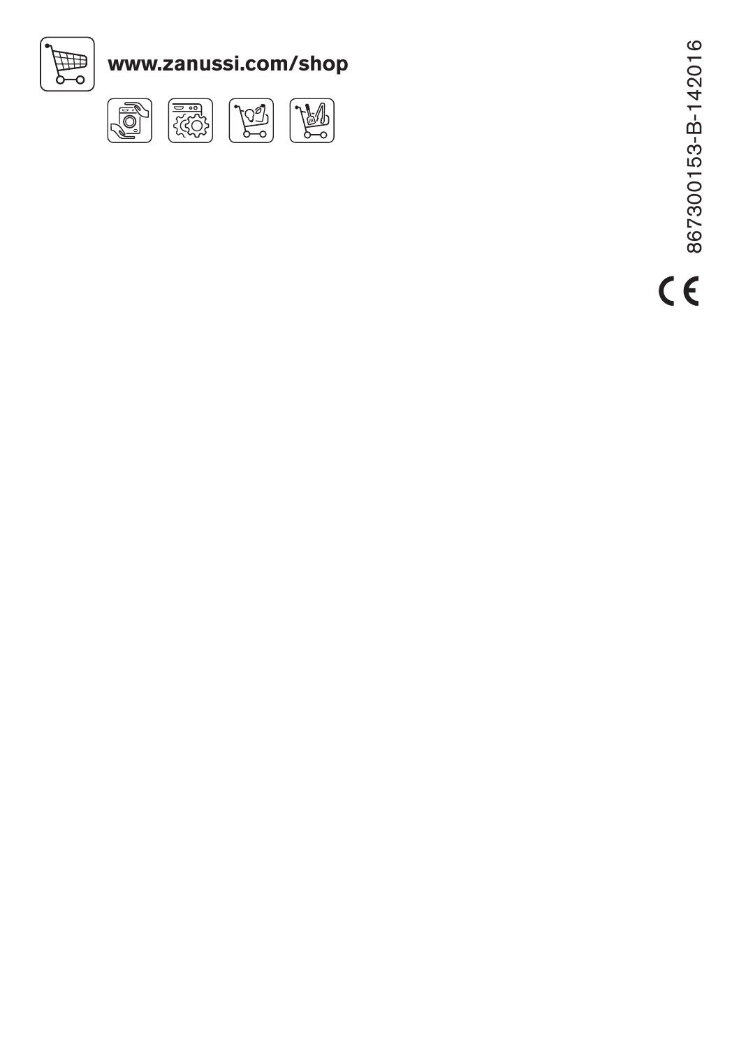www.zanussi.com/shop

867300153-B-142016

CE